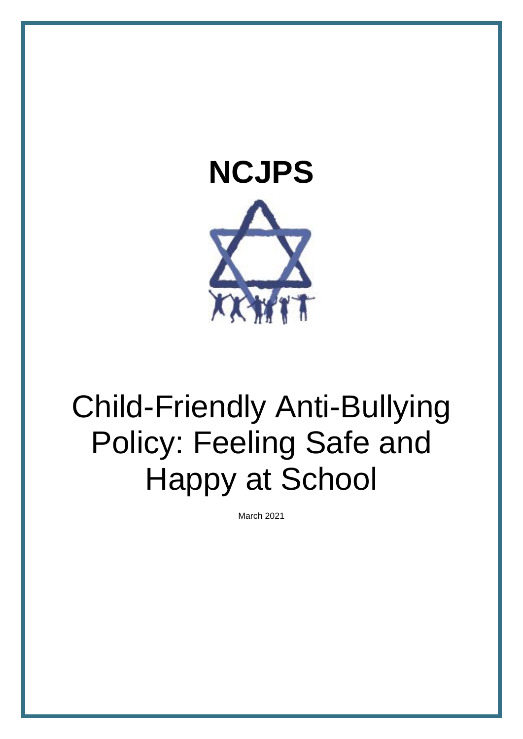# NCJPS

# Child-Friendly Anti-Bullying Policy: Feeling Safe and Happy at School

March 2021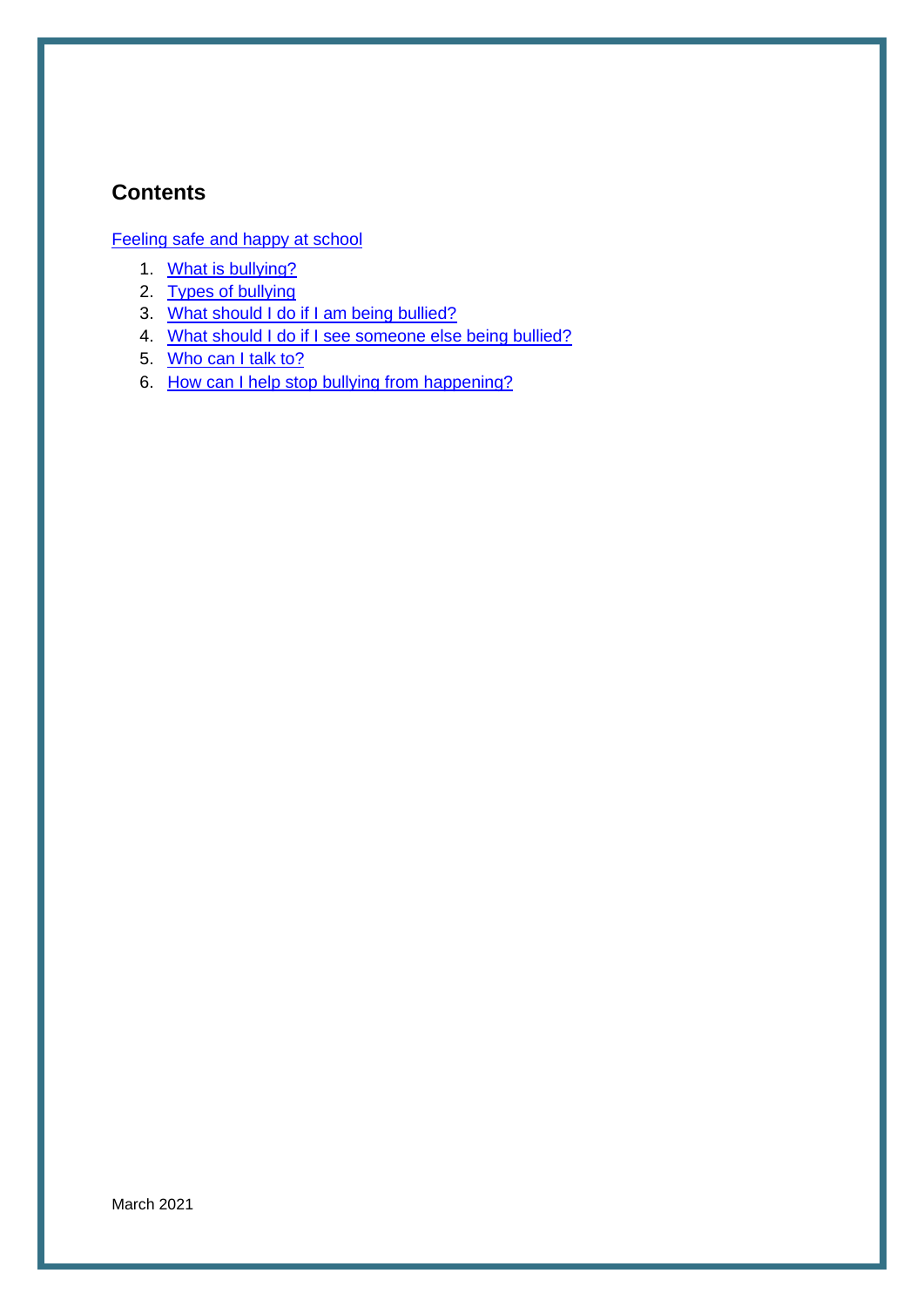## Contents

Feeling safe and happy at school

1. What is bullying?
2. Types of bullying
3. What should I do if I am being bullied?
4. What should I do if I see someone else being bullied?
5. Who can I talk to?
6. How can I help stop bullying from happening?

March 2021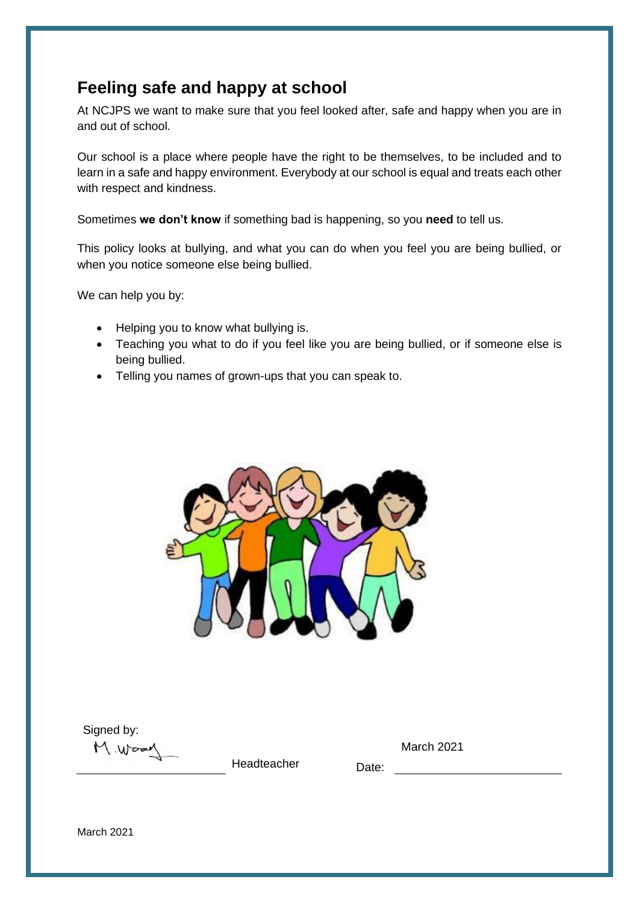# Feeling safe and happy at school

At NCJPS we want to make sure that you feel looked after, safe and happy when you are in and out of school.

Our school is a place where people have the right to be themselves, to be included and to learn in a safe and happy environment. Everybody at our school is equal and treats each other with respect and kindness.

Sometimes **we don't know** if something bad is happening, so you **need** to tell us.

This policy looks at bullying, and what you can do when you feel you are being bullied, or when you notice someone else being bullied.

We can help you by:

- Helping you to know what bullying is.
- Teaching you what to do if you feel like you are being bullied, or if someone else is being bullied.
- Telling you names of grown-ups that you can speak to.

Signed by:

M. Wood

Headteacher

Date: March 2021

March 2021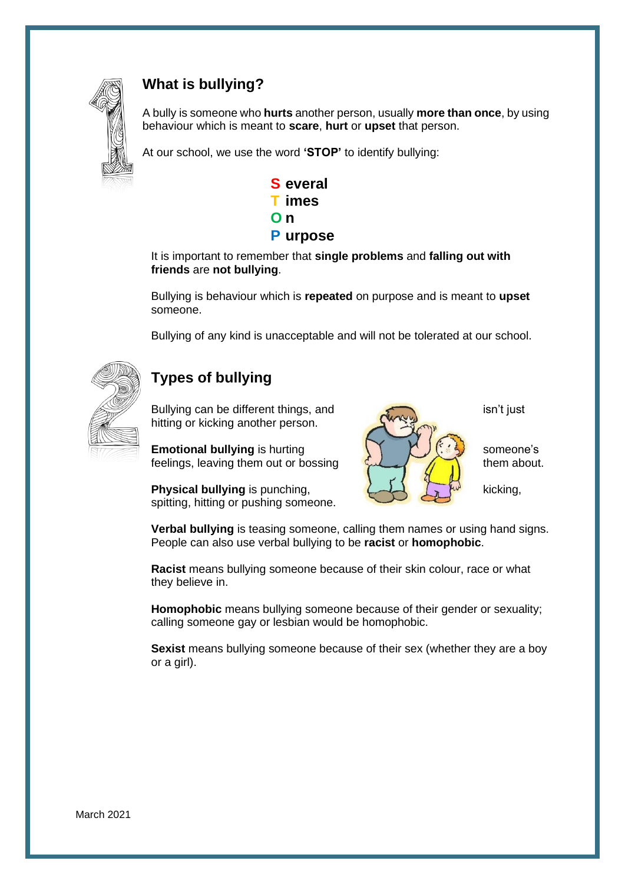## What is bullying?

A bully is someone who **hurts** another person, usually **more than once**, by using behaviour which is meant to **scare**, **hurt** or **upset** that person.

At our school, we use the word **'STOP'** to identify bullying:

**S everal**
**T imes**
**O n**
**P urpose**

It is important to remember that **single problems** and **falling out with friends** are **not bullying**.

Bullying is behaviour which is **repeated** on purpose and is meant to **upset** someone.

Bullying of any kind is unacceptable and will not be tolerated at our school.

## Types of bullying

Bullying can be different things, and isn't just hitting or kicking another person.

**Emotional bullying** is hurting someone's feelings, leaving them out or bossing them about.

**Physical bullying** is punching, kicking, spitting, hitting or pushing someone.

**Verbal bullying** is teasing someone, calling them names or using hand signs. People can also use verbal bullying to be **racist** or **homophobic**.

**Racist** means bullying someone because of their skin colour, race or what they believe in.

**Homophobic** means bullying someone because of their gender or sexuality; calling someone gay or lesbian would be homophobic.

**Sexist** means bullying someone because of their sex (whether they are a boy or a girl).

March 2021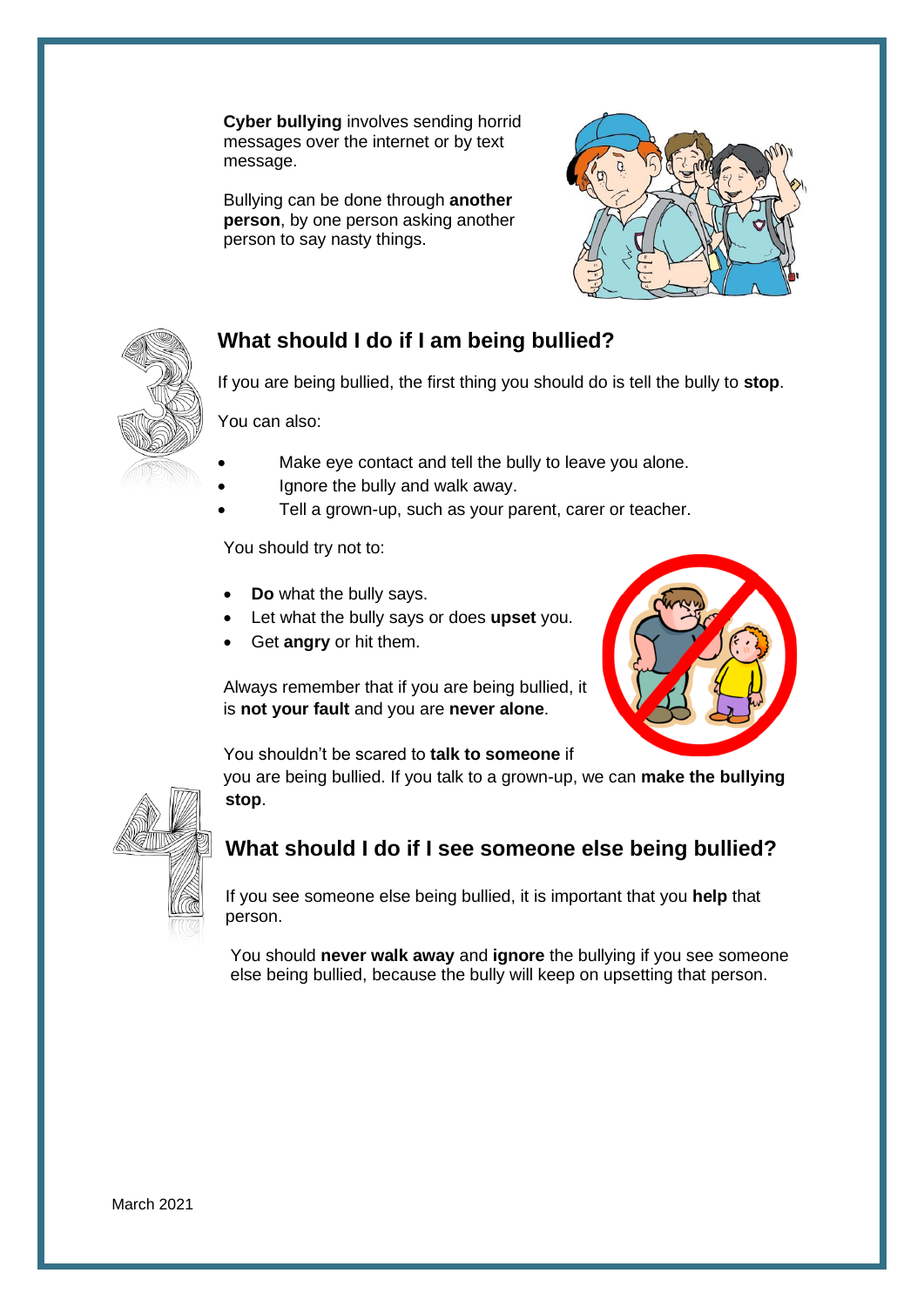**Cyber bullying** involves sending horrid messages over the internet or by text message.

Bullying can be done through **another person**, by one person asking another person to say nasty things.

## What should I do if I am being bullied?

If you are being bullied, the first thing you should do is tell the bully to **stop**.

You can also:

- Make eye contact and tell the bully to leave you alone.
- Ignore the bully and walk away.
- Tell a grown-up, such as your parent, carer or teacher.

You should try not to:

- **Do** what the bully says.
- Let what the bully says or does **upset** you.
- Get **angry** or hit them.

Always remember that if you are being bullied, it is **not your fault** and you are **never alone**.

You shouldn't be scared to **talk to someone** if you are being bullied. If you talk to a grown-up, we can **make the bullying stop**.

## What should I do if I see someone else being bullied?

If you see someone else being bullied, it is important that you **help** that person.

You should **never walk away** and **ignore** the bullying if you see someone else being bullied, because the bully will keep on upsetting that person.

March 2021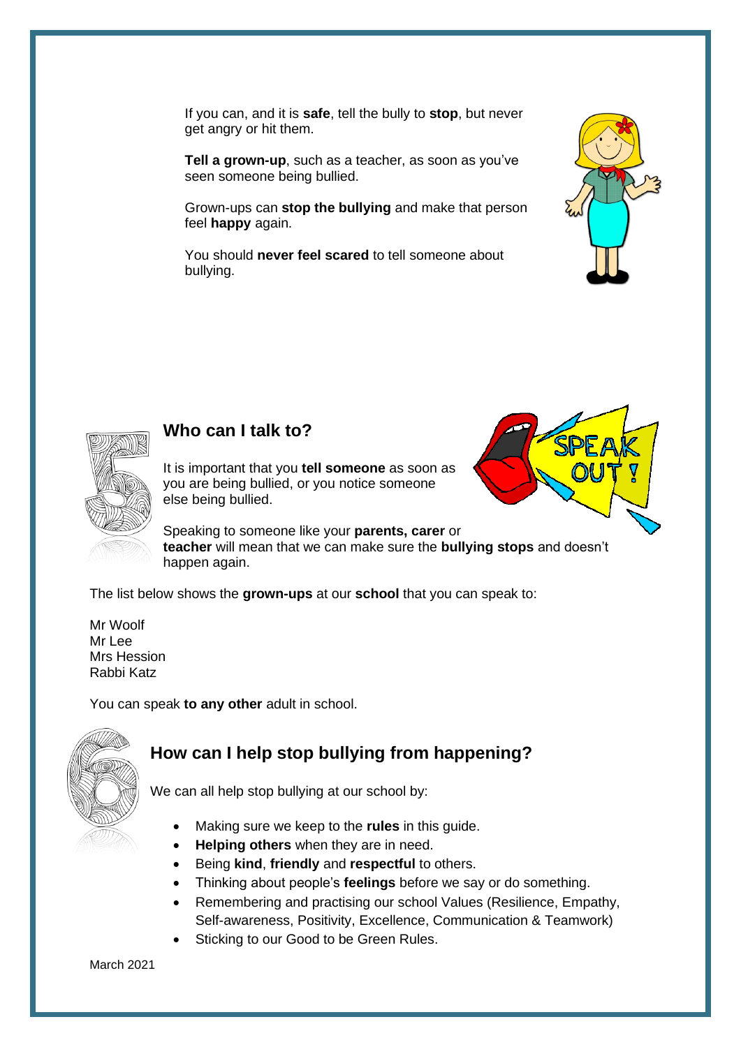If you can, and it is **safe**, tell the bully to **stop**, but never get angry or hit them.

**Tell a grown-up**, such as a teacher, as soon as you've seen someone being bullied.

Grown-ups can **stop the bullying** and make that person feel **happy** again.

You should **never feel scared** to tell someone about bullying.

## 5 Who can I talk to?

It is important that you **tell someone** as soon as you are being bullied, or you notice someone else being bullied.

Speaking to someone like your **parents, carer** or **teacher** will mean that we can make sure the **bullying stops** and doesn't happen again.

The list below shows the **grown-ups** at our **school** that you can speak to:

Mr Woolf
Mr Lee
Mrs Hession
Rabbi Katz

You can speak **to any other** adult in school.

## 6 How can I help stop bullying from happening?

We can all help stop bullying at our school by:

- Making sure we keep to the **rules** in this guide.
- **Helping others** when they are in need.
- Being **kind**, **friendly** and **respectful** to others.
- Thinking about people's **feelings** before we say or do something.
- Remembering and practising our school Values (Resilience, Empathy, Self-awareness, Positivity, Excellence, Communication & Teamwork)
- Sticking to our Good to be Green Rules.

March 2021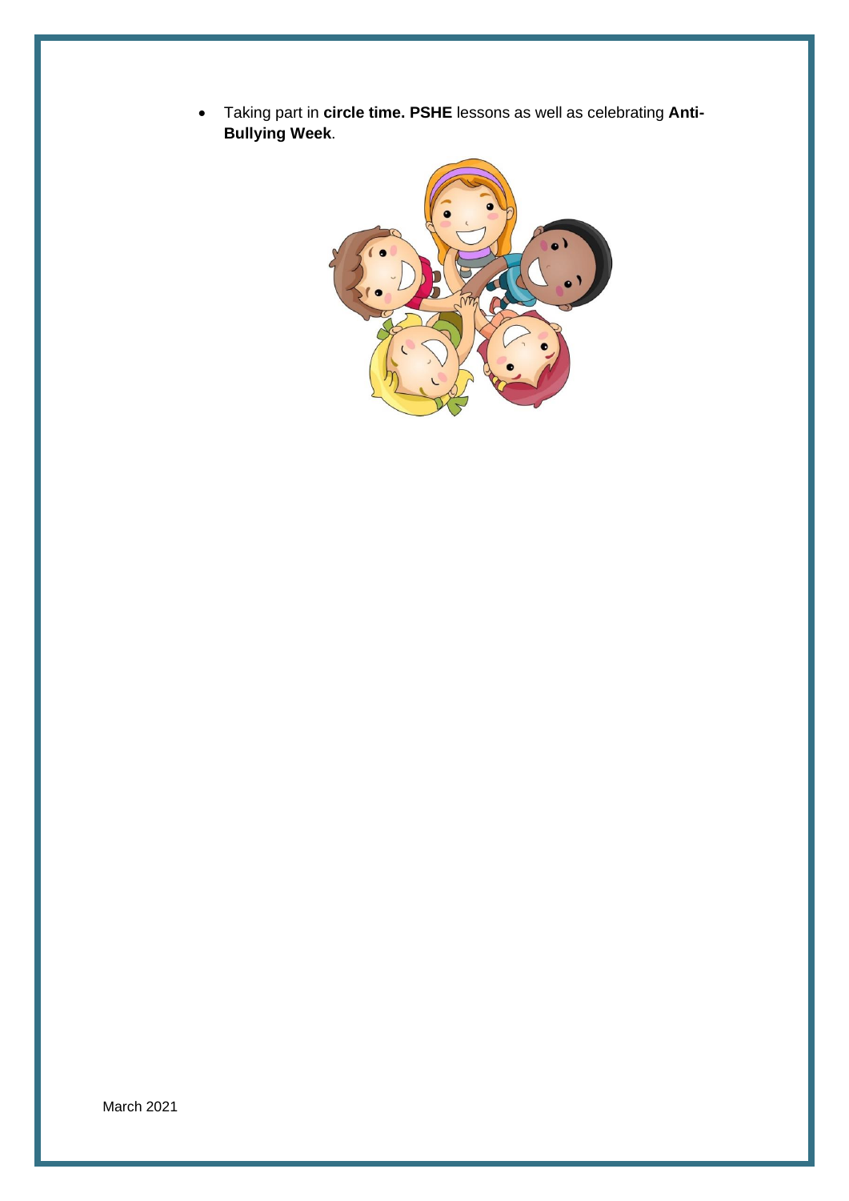- Taking part in **circle time. PSHE** lessons as well as celebrating **Anti-Bullying Week**.

March 2021